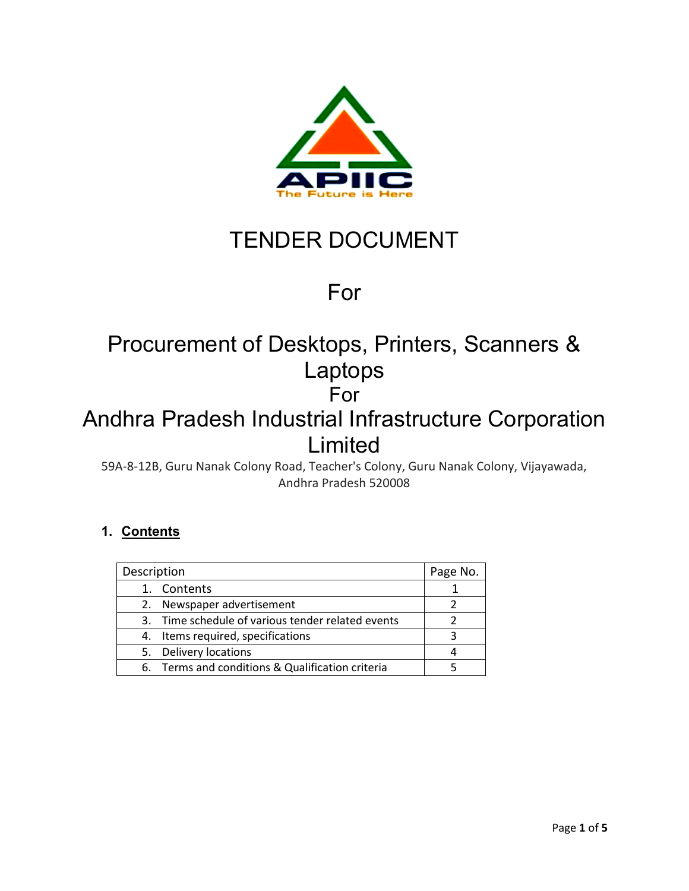# TENDER DOCUMENT

## For

## Procurement of Desktops, Printers, Scanners & Laptops

## For

## Andhra Pradesh Industrial Infrastructure Corporation Limited

59A-8-12B, Guru Nanak Colony Road, Teacher's Colony, Guru Nanak Colony, Vijayawada, Andhra Pradesh 520008

### 1. Contents

| Description | Page No. |
|---|---|
| 1. Contents | 1 |
| 2. Newspaper advertisement | 2 |
| 3. Time schedule of various tender related events | 2 |
| 4. Items required, specifications | 3 |
| 5. Delivery locations | 4 |
| 6. Terms and conditions & Qualification criteria | 5 |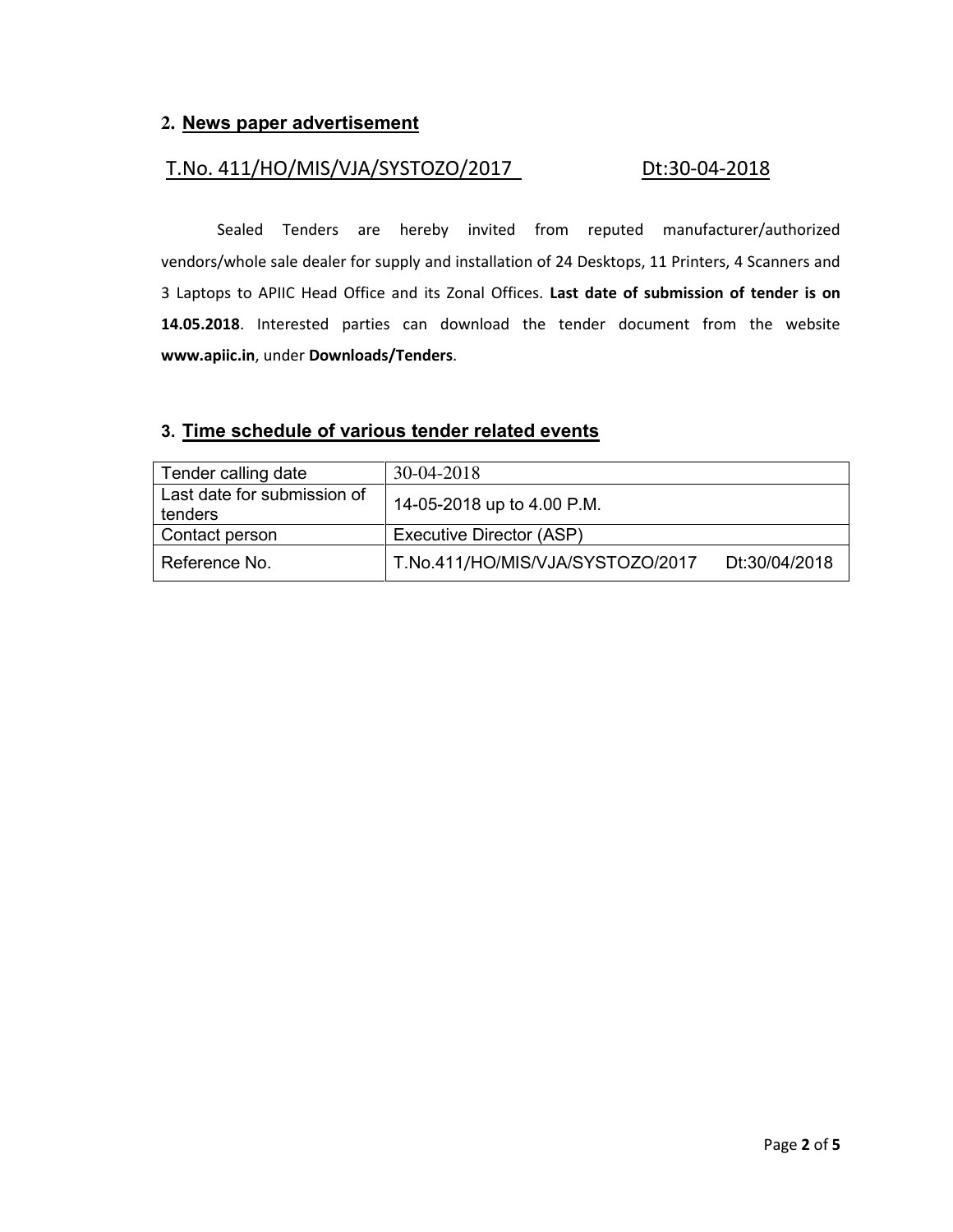## 2. News paper advertisement

T.No. 411/HO/MIS/VJA/SYSTOZO/2017 Dt:30-04-2018

Sealed Tenders are hereby invited from reputed manufacturer/authorized vendors/whole sale dealer for supply and installation of 24 Desktops, 11 Printers, 4 Scanners and 3 Laptops to APIIC Head Office and its Zonal Offices. **Last date of submission of tender is on 14.05.2018**. Interested parties can download the tender document from the website **www.apiic.in**, under **Downloads/Tenders**.

## 3. Time schedule of various tender related events

| | |
|---|---|
| Tender calling date | 30-04-2018 |
| Last date for submission of tenders | 14-05-2018 up to 4.00 P.M. |
| Contact person | Executive Director (ASP) |
| Reference No. | T.No.411/HO/MIS/VJA/SYSTOZO/2017 Dt:30/04/2018 |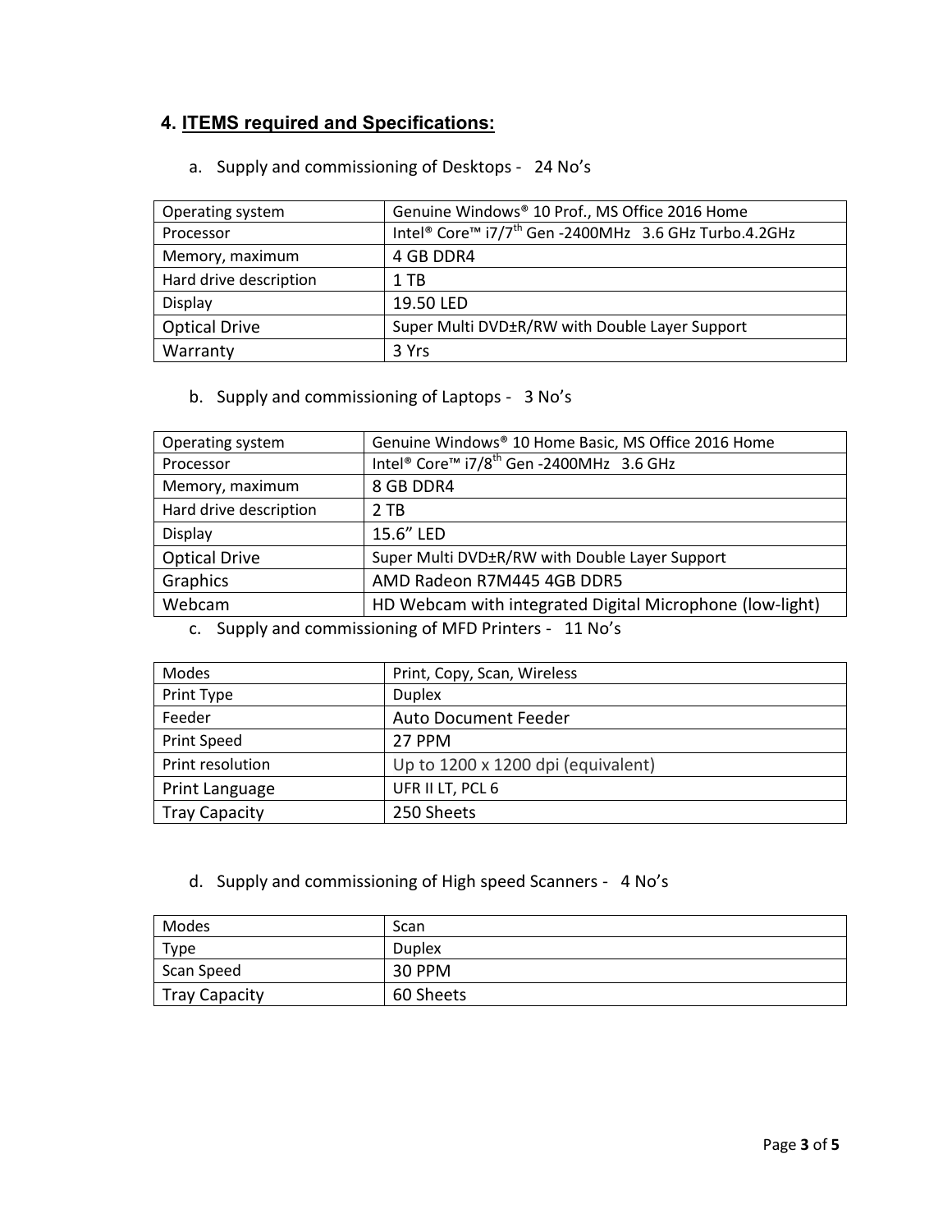## 4. ITEMS required and Specifications:

a. Supply and commissioning of Desktops - 24 No's

| | |
|---|---|
| Operating system | Genuine Windows® 10 Prof., MS Office 2016 Home |
| Processor | Intel® Core™ i7/7th Gen -2400MHz 3.6 GHz Turbo.4.2GHz |
| Memory, maximum | 4 GB DDR4 |
| Hard drive description | 1 TB |
| Display | 19.50 LED |
| Optical Drive | Super Multi DVD±R/RW with Double Layer Support |
| Warranty | 3 Yrs |

b. Supply and commissioning of Laptops - 3 No's

| | |
|---|---|
| Operating system | Genuine Windows® 10 Home Basic, MS Office 2016 Home |
| Processor | Intel® Core™ i7/8th Gen -2400MHz 3.6 GHz |
| Memory, maximum | 8 GB DDR4 |
| Hard drive description | 2 TB |
| Display | 15.6" LED |
| Optical Drive | Super Multi DVD±R/RW with Double Layer Support |
| Graphics | AMD Radeon R7M445 4GB DDR5 |
| Webcam | HD Webcam with integrated Digital Microphone (low-light) |

c. Supply and commissioning of MFD Printers - 11 No's

| | |
|---|---|
| Modes | Print, Copy, Scan, Wireless |
| Print Type | Duplex |
| Feeder | Auto Document Feeder |
| Print Speed | 27 PPM |
| Print resolution | Up to 1200 x 1200 dpi (equivalent) |
| Print Language | UFR II LT, PCL 6 |
| Tray Capacity | 250 Sheets |

d. Supply and commissioning of High speed Scanners - 4 No's

| | |
|---|---|
| Modes | Scan |
| Type | Duplex |
| Scan Speed | 30 PPM |
| Tray Capacity | 60 Sheets |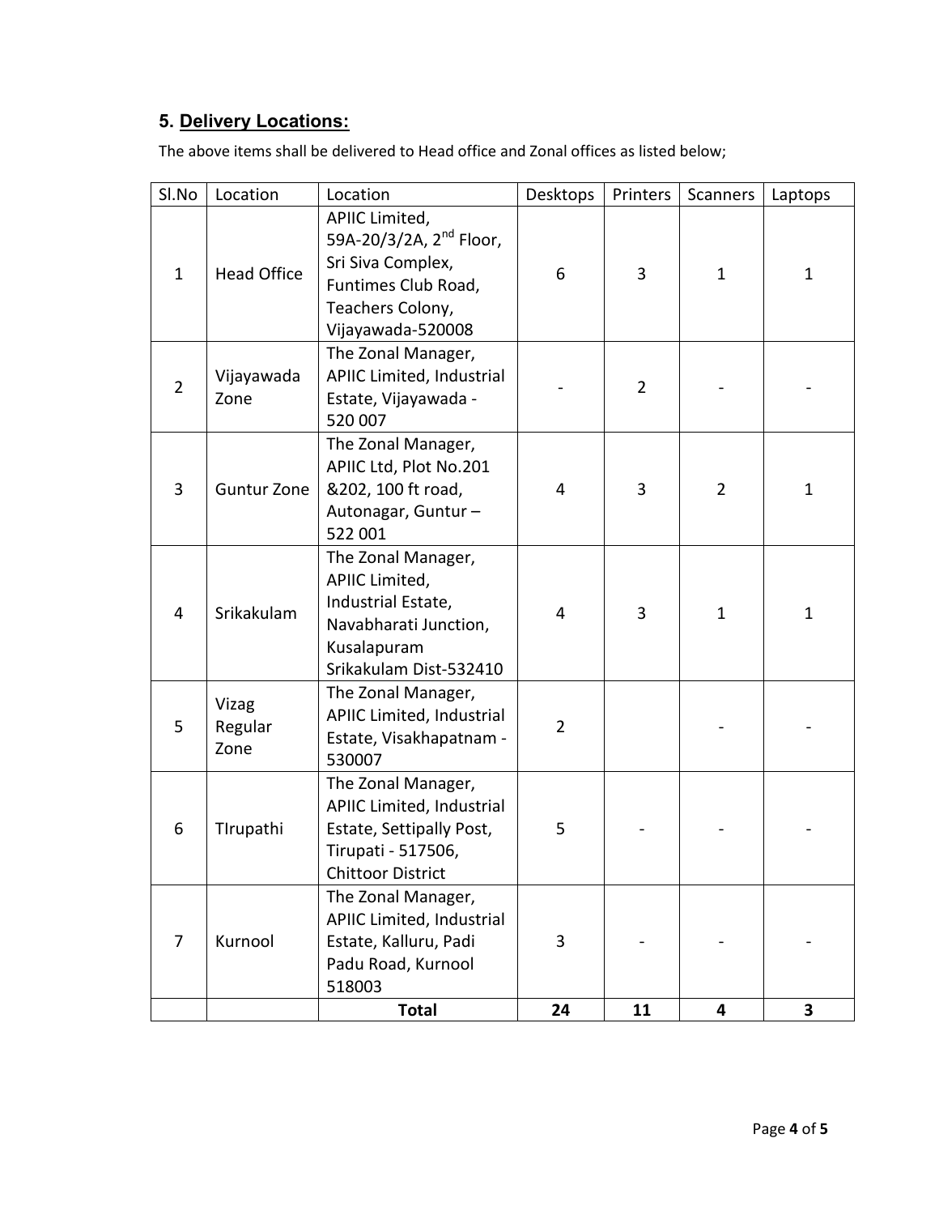## 5. Delivery Locations:

The above items shall be delivered to Head office and Zonal offices as listed below;

| Sl.No | Location | Location | Desktops | Printers | Scanners | Laptops |
|---|---|---|---|---|---|---|
| 1 | Head Office | APIIC Limited, 59A-20/3/2A, 2nd Floor, Sri Siva Complex, Funtimes Club Road, Teachers Colony, Vijayawada-520008 | 6 | 3 | 1 | 1 |
| 2 | Vijayawada Zone | The Zonal Manager, APIIC Limited, Industrial Estate, Vijayawada - 520 007 | - | 2 | - | - |
| 3 | Guntur Zone | The Zonal Manager, APIIC Ltd, Plot No.201 &202, 100 ft road, Autonagar, Guntur – 522 001 | 4 | 3 | 2 | 1 |
| 4 | Srikakulam | The Zonal Manager, APIIC Limited, Industrial Estate, Navabharati Junction, Kusalapuram Srikakulam Dist-532410 | 4 | 3 | 1 | 1 |
| 5 | Vizag Regular Zone | The Zonal Manager, APIIC Limited, Industrial Estate, Visakhapatnam - 530007 | 2 | | - | - |
| 6 | TIrupathi | The Zonal Manager, APIIC Limited, Industrial Estate, Settipally Post, Tirupati - 517506, Chittoor District | 5 | - | - | - |
| 7 | Kurnool | The Zonal Manager, APIIC Limited, Industrial Estate, Kalluru, Padi Padu Road, Kurnool 518003 | 3 | - | - | - |
| | | **Total** | **24** | **11** | **4** | **3** |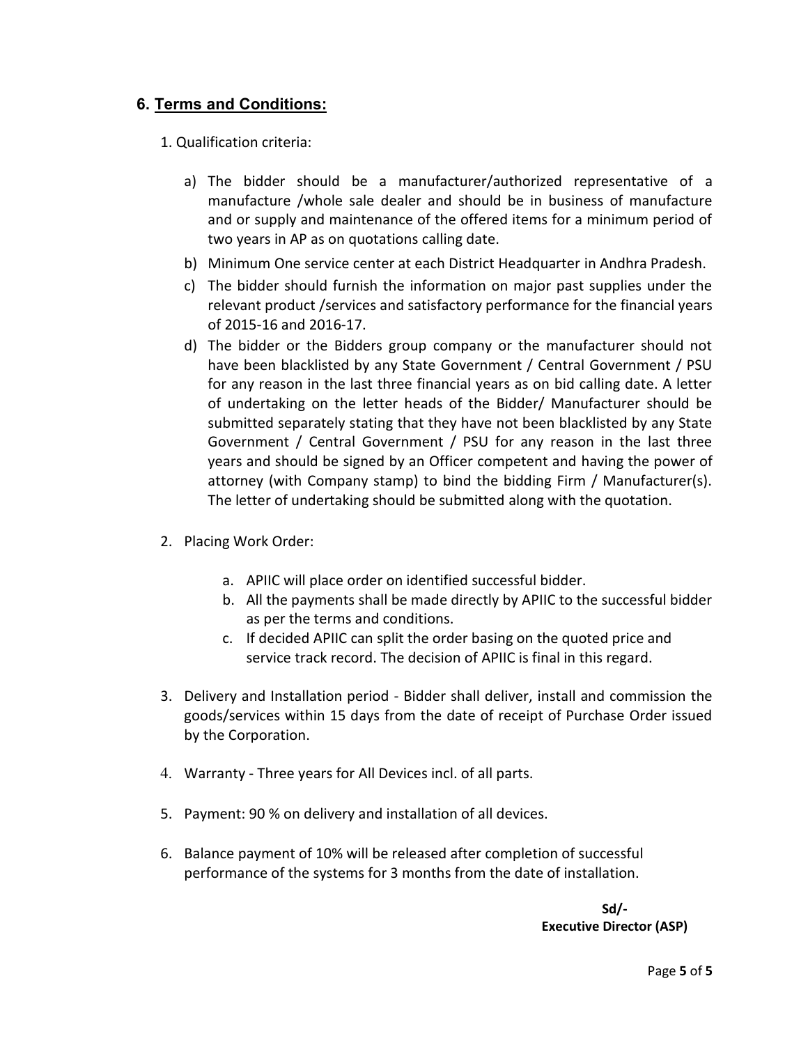## 6. Terms and Conditions:

1. Qualification criteria:

   a) The bidder should be a manufacturer/authorized representative of a manufacture /whole sale dealer and should be in business of manufacture and or supply and maintenance of the offered items for a minimum period of two years in AP as on quotations calling date.

   b) Minimum One service center at each District Headquarter in Andhra Pradesh.

   c) The bidder should furnish the information on major past supplies under the relevant product /services and satisfactory performance for the financial years of 2015-16 and 2016-17.

   d) The bidder or the Bidders group company or the manufacturer should not have been blacklisted by any State Government / Central Government / PSU for any reason in the last three financial years as on bid calling date. A letter of undertaking on the letter heads of the Bidder/ Manufacturer should be submitted separately stating that they have not been blacklisted by any State Government / Central Government / PSU for any reason in the last three years and should be signed by an Officer competent and having the power of attorney (with Company stamp) to bind the bidding Firm / Manufacturer(s). The letter of undertaking should be submitted along with the quotation.

2. Placing Work Order:

   a. APIIC will place order on identified successful bidder.

   b. All the payments shall be made directly by APIIC to the successful bidder as per the terms and conditions.

   c. If decided APIIC can split the order basing on the quoted price and service track record. The decision of APIIC is final in this regard.

3. Delivery and Installation period - Bidder shall deliver, install and commission the goods/services within 15 days from the date of receipt of Purchase Order issued by the Corporation.

4. Warranty - Three years for All Devices incl. of all parts.

5. Payment: 90 % on delivery and installation of all devices.

6. Balance payment of 10% will be released after completion of successful performance of the systems for 3 months from the date of installation.

**Sd/-**
**Executive Director (ASP)**